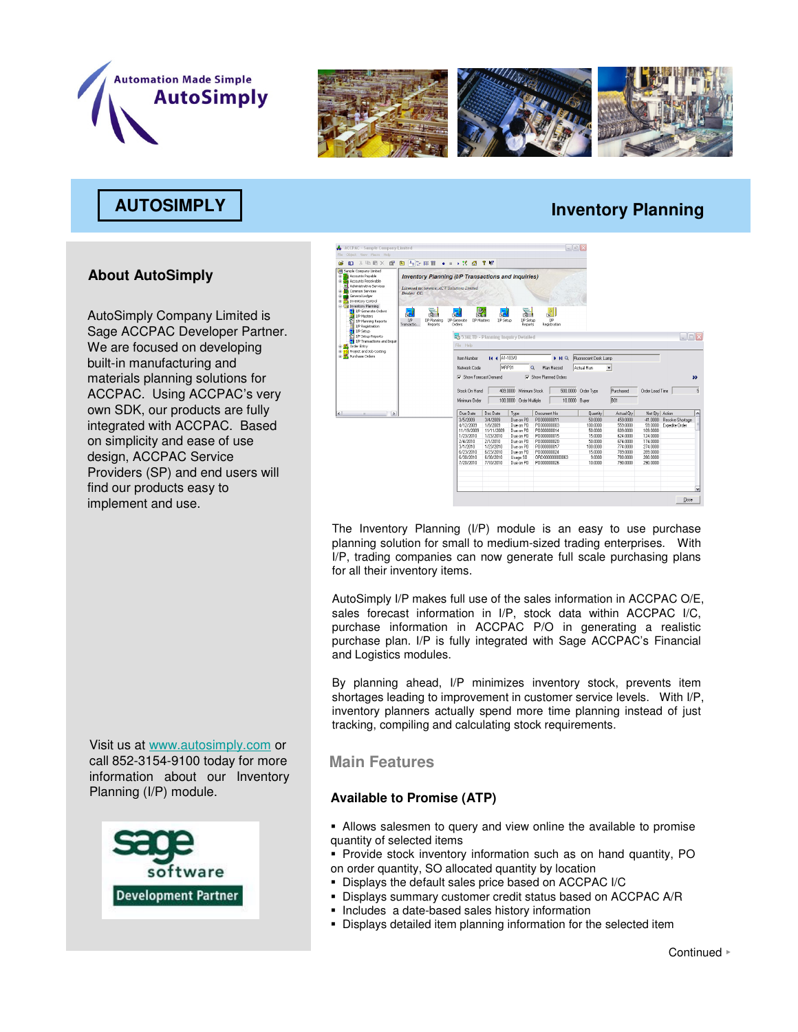Automation Made Simple
AutoSimply

# AUTOSIMPLY

# Inventory Planning

## About AutoSimply

AutoSimply Company Limited is Sage ACCPAC Developer Partner. We are focused on developing built-in manufacturing and materials planning solutions for ACCPAC. Using ACCPAC's very own SDK, our products are fully integrated with ACCPAC. Based on simplicity and ease of use design, ACCPAC Service Providers (SP) and end users will find our products easy to implement and use.

Visit us at [www.autosimply.com](http://www.autosimply.com) or call 852-3154-9100 today for more information about our Inventory Planning (I/P) module.

sage software
Development Partner

The Inventory Planning (I/P) module is an easy to use purchase planning solution for small to medium-sized trading enterprises. With I/P, trading companies can now generate full scale purchasing plans for all their inventory items.

AutoSimply I/P makes full use of the sales information in ACCPAC O/E, sales forecast information in I/P, stock data within ACCPAC I/C, purchase information in ACCPAC P/O in generating a realistic purchase plan. I/P is fully integrated with Sage ACCPAC's Financial and Logistics modules.

By planning ahead, I/P minimizes inventory stock, prevents item shortages leading to improvement in customer service levels. With I/P, inventory planners actually spend more time planning instead of just tracking, compiling and calculating stock requirements.

## Main Features

### Available to Promise (ATP)

- Allows salesmen to query and view online the available to promise quantity of selected items
- Provide stock inventory information such as on hand quantity, PO on order quantity, SO allocated quantity by location
- Displays the default sales price based on ACCPAC I/C
- Displays summary customer credit status based on ACCPAC A/R
- Includes a date-based sales history information
- Displays detailed item planning information for the selected item

Continued ▸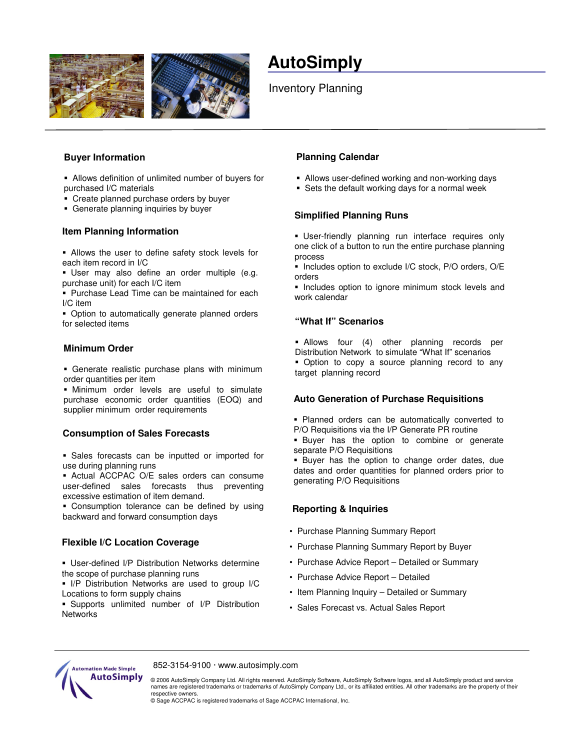# AutoSimply

Inventory Planning

## Buyer Information

- Allows definition of unlimited number of buyers for purchased I/C materials
- Create planned purchase orders by buyer
- Generate planning inquiries by buyer

## Item Planning Information

- Allows the user to define safety stock levels for each item record in I/C
- User may also define an order multiple (e.g. purchase unit) for each I/C item
- Purchase Lead Time can be maintained for each I/C item
- Option to automatically generate planned orders for selected items

## Minimum Order

- Generate realistic purchase plans with minimum order quantities per item
- Minimum order levels are useful to simulate purchase economic order quantities (EOQ) and supplier minimum order requirements

## Consumption of Sales Forecasts

- Sales forecasts can be inputted or imported for use during planning runs
- Actual ACCPAC O/E sales orders can consume user-defined sales forecasts thus preventing excessive estimation of item demand.
- Consumption tolerance can be defined by using backward and forward consumption days

## Flexible I/C Location Coverage

- User-defined I/P Distribution Networks determine the scope of purchase planning runs
- I/P Distribution Networks are used to group I/C Locations to form supply chains
- Supports unlimited number of I/P Distribution Networks

## Planning Calendar

- Allows user-defined working and non-working days
- Sets the default working days for a normal week

## Simplified Planning Runs

- User-friendly planning run interface requires only one click of a button to run the entire purchase planning process
- Includes option to exclude I/C stock, P/O orders, O/E orders
- Includes option to ignore minimum stock levels and work calendar

## "What If" Scenarios

- Allows four (4) other planning records per Distribution Network to simulate "What If" scenarios
- Option to copy a source planning record to any target planning record

## Auto Generation of Purchase Requisitions

- Planned orders can be automatically converted to P/O Requisitions via the I/P Generate PR routine
- Buyer has the option to combine or generate separate P/O Requisitions
- Buyer has the option to change order dates, due dates and order quantities for planned orders prior to generating P/O Requisitions

## Reporting & Inquiries

- Purchase Planning Summary Report
- Purchase Planning Summary Report by Buyer
- Purchase Advice Report – Detailed or Summary
- Purchase Advice Report – Detailed
- Item Planning Inquiry – Detailed or Summary
- Sales Forecast vs. Actual Sales Report

Automation Made Simple AutoSimply

852-3154-9100 · www.autosimply.com

© 2006 AutoSimply Company Ltd. All rights reserved. AutoSimply Software, AutoSimply Software logos, and all AutoSimply product and service names are registered trademarks or trademarks of AutoSimply Company Ltd., or its affiliated entities. All other trademarks are the property of their respective owners.
© Sage ACCPAC is registered trademarks of Sage ACCPAC International, Inc.